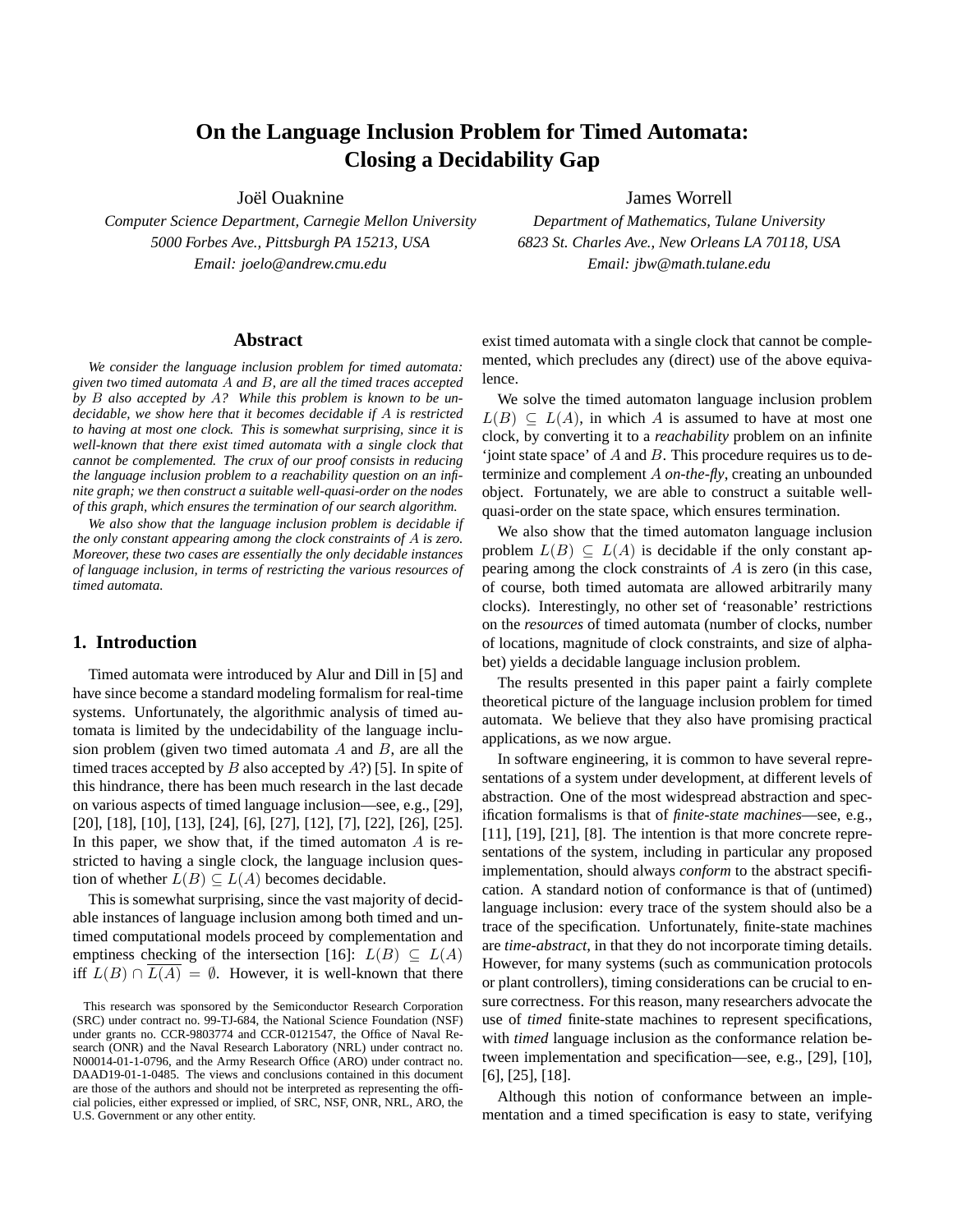# On the Language Inclusion Problem for Timed Automata: Closing a Decidability Gap

Joël Ouaknine
*Computer Science Department, Carnegie Mellon University*
*5000 Forbes Ave., Pittsburgh PA 15213, USA*
*Email: joelo@andrew.cmu.edu*

James Worrell
*Department of Mathematics, Tulane University*
*6823 St. Charles Ave., New Orleans LA 70118, USA*
*Email: jbw@math.tulane.edu*

## Abstract

*We consider the language inclusion problem for timed automata: given two timed automata $A$ and $B$, are all the timed traces accepted by $B$ also accepted by $A$? While this problem is known to be undecidable, we show here that it becomes decidable if $A$ is restricted to having at most one clock. This is somewhat surprising, since it is well-known that there exist timed automata with a single clock that cannot be complemented. The crux of our proof consists in reducing the language inclusion problem to a reachability question on an infinite graph; we then construct a suitable well-quasi-order on the nodes of this graph, which ensures the termination of our search algorithm.*

*We also show that the language inclusion problem is decidable if the only constant appearing among the clock constraints of $A$ is zero. Moreover, these two cases are essentially the only decidable instances of language inclusion, in terms of restricting the various resources of timed automata.*

## 1. Introduction

Timed automata were introduced by Alur and Dill in [5] and have since become a standard modeling formalism for real-time systems. Unfortunately, the algorithmic analysis of timed automata is limited by the undecidability of the language inclusion problem (given two timed automata $A$ and $B$, are all the timed traces accepted by $B$ also accepted by $A$?) [5]. In spite of this hindrance, there has been much research in the last decade on various aspects of timed language inclusion—see, e.g., [29], [20], [18], [10], [13], [24], [6], [27], [12], [7], [22], [26], [25]. In this paper, we show that, if the timed automaton $A$ is restricted to having a single clock, the language inclusion question of whether $L(B) \subseteq L(A)$ becomes decidable.

This is somewhat surprising, since the vast majority of decidable instances of language inclusion among both timed and untimed computational models proceed by complementation and emptiness checking of the intersection [16]: $L(B) \subseteq L(A)$ iff $L(B) \cap \overline{L(A)} = \emptyset$. However, it is well-known that there exist timed automata with a single clock that cannot be complemented, which precludes any (direct) use of the above equivalence.

We solve the timed automaton language inclusion problem $L(B) \subseteq L(A)$, in which $A$ is assumed to have at most one clock, by converting it to a *reachability* problem on an infinite 'joint state space' of $A$ and $B$. This procedure requires us to determinize and complement $A$ *on-the-fly*, creating an unbounded object. Fortunately, we are able to construct a suitable well-quasi-order on the state space, which ensures termination.

We also show that the timed automaton language inclusion problem $L(B) \subseteq L(A)$ is decidable if the only constant appearing among the clock constraints of $A$ is zero (in this case, of course, both timed automata are allowed arbitrarily many clocks). Interestingly, no other set of 'reasonable' restrictions on the *resources* of timed automata (number of clocks, number of locations, magnitude of clock constraints, and size of alphabet) yields a decidable language inclusion problem.

The results presented in this paper paint a fairly complete theoretical picture of the language inclusion problem for timed automata. We believe that they also have promising practical applications, as we now argue.

In software engineering, it is common to have several representations of a system under development, at different levels of abstraction. One of the most widespread abstraction and specification formalisms is that of *finite-state machines*—see, e.g., [11], [19], [21], [8]. The intention is that more concrete representations of the system, including in particular any proposed implementation, should always *conform* to the abstract specification. A standard notion of conformance is that of (untimed) language inclusion: every trace of the system should also be a trace of the specification. Unfortunately, finite-state machines are *time-abstract*, in that they do not incorporate timing details. However, for many systems (such as communication protocols or plant controllers), timing considerations can be crucial to ensure correctness. For this reason, many researchers advocate the use of *timed* finite-state machines to represent specifications, with *timed* language inclusion as the conformance relation between implementation and specification—see, e.g., [29], [10], [6], [25], [18].

Although this notion of conformance between an implementation and a timed specification is easy to state, verifying

This research was sponsored by the Semiconductor Research Corporation (SRC) under contract no. 99-TJ-684, the National Science Foundation (NSF) under grants no. CCR-9803774 and CCR-0121547, the Office of Naval Research (ONR) and the Naval Research Laboratory (NRL) under contract no. N00014-01-1-0796, and the Army Research Office (ARO) under contract no. DAAD19-01-1-0485. The views and conclusions contained in this document are those of the authors and should not be interpreted as representing the official policies, either expressed or implied, of SRC, NSF, ONR, NRL, ARO, the U.S. Government or any other entity.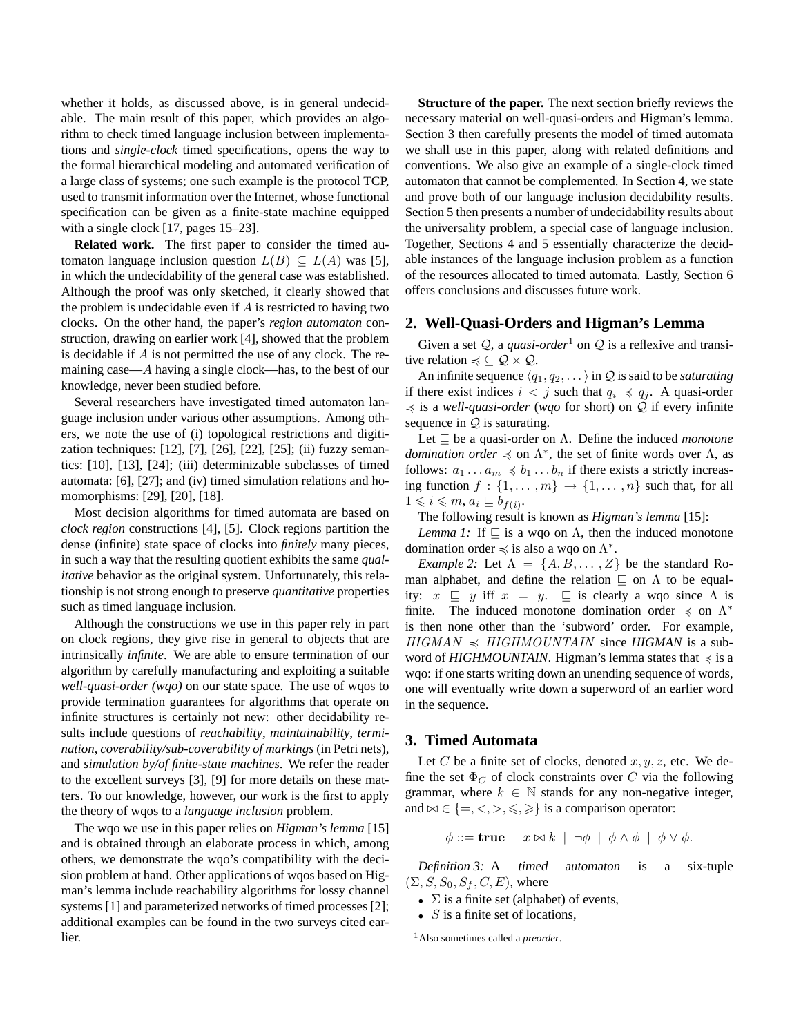whether it holds, as discussed above, is in general undecidable. The main result of this paper, which provides an algorithm to check timed language inclusion between implementations and *single-clock* timed specifications, opens the way to the formal hierarchical modeling and automated verification of a large class of systems; one such example is the protocol TCP, used to transmit information over the Internet, whose functional specification can be given as a finite-state machine equipped with a single clock [17, pages 15–23].

**Related work.** The first paper to consider the timed automaton language inclusion question $L(B) \subseteq L(A)$ was [5], in which the undecidability of the general case was established. Although the proof was only sketched, it clearly showed that the problem is undecidable even if $A$ is restricted to having two clocks. On the other hand, the paper's *region automaton* construction, drawing on earlier work [4], showed that the problem is decidable if $A$ is not permitted the use of any clock. The remaining case—$A$ having a single clock—has, to the best of our knowledge, never been studied before.

Several researchers have investigated timed automaton language inclusion under various other assumptions. Among others, we note the use of (i) topological restrictions and digitization techniques: [12], [7], [26], [22], [25]; (ii) fuzzy semantics: [10], [13], [24]; (iii) determinizable subclasses of timed automata: [6], [27]; and (iv) timed simulation relations and homomorphisms: [29], [20], [18].

Most decision algorithms for timed automata are based on *clock region* constructions [4], [5]. Clock regions partition the dense (infinite) state space of clocks into *finitely* many pieces, in such a way that the resulting quotient exhibits the same *qualitative* behavior as the original system. Unfortunately, this relationship is not strong enough to preserve *quantitative* properties such as timed language inclusion.

Although the constructions we use in this paper rely in part on clock regions, they give rise in general to objects that are intrinsically *infinite*. We are able to ensure termination of our algorithm by carefully manufacturing and exploiting a suitable *well-quasi-order (wqo)* on our state space. The use of wqos to provide termination guarantees for algorithms that operate on infinite structures is certainly not new: other decidability results include questions of *reachability*, *maintainability*, *termination*, *coverability/sub-coverability of markings* (in Petri nets), and *simulation by/of finite-state machines*. We refer the reader to the excellent surveys [3], [9] for more details on these matters. To our knowledge, however, our work is the first to apply the theory of wqos to a *language inclusion* problem.

The wqo we use in this paper relies on *Higman's lemma* [15] and is obtained through an elaborate process in which, among others, we demonstrate the wqo's compatibility with the decision problem at hand. Other applications of wqos based on Higman's lemma include reachability algorithms for lossy channel systems [1] and parameterized networks of timed processes [2]; additional examples can be found in the two surveys cited earlier.

**Structure of the paper.** The next section briefly reviews the necessary material on well-quasi-orders and Higman's lemma. Section 3 then carefully presents the model of timed automata we shall use in this paper, along with related definitions and conventions. We also give an example of a single-clock timed automaton that cannot be complemented. In Section 4, we state and prove both of our language inclusion decidability results. Section 5 then presents a number of undecidability results about the universality problem, a special case of language inclusion. Together, Sections 4 and 5 essentially characterize the decidable instances of the language inclusion problem as a function of the resources allocated to timed automata. Lastly, Section 6 offers conclusions and discusses future work.

## 2. Well-Quasi-Orders and Higman's Lemma

Given a set $\mathcal{Q}$, a *quasi-order*[1] on $\mathcal{Q}$ is a reflexive and transitive relation $\preccurlyeq\, \subseteq \mathcal{Q} \times \mathcal{Q}$.

An infinite sequence $\langle q_1, q_2, \dots \rangle$ in $\mathcal{Q}$ is said to be *saturating* if there exist indices $i < j$ such that $q_i \preccurlyeq q_j$. A quasi-order $\preccurlyeq$ is a *well-quasi-order* (*wqo* for short) on $\mathcal{Q}$ if every infinite sequence in $\mathcal{Q}$ is saturating.

Let $\sqsubseteq$ be a quasi-order on $\Lambda$. Define the induced *monotone domination order* $\preccurlyeq$ on $\Lambda^*$, the set of finite words over $\Lambda$, as follows: $a_1 \dots a_m \preccurlyeq b_1 \dots b_n$ if there exists a strictly increasing function $f : \{1, \dots, m\} \to \{1, \dots, n\}$ such that, for all $1 \leqslant i \leqslant m$, $a_i \sqsubseteq b_{f(i)}$.

The following result is known as *Higman's lemma* [15]:

*Lemma 1:* If $\sqsubseteq$ is a wqo on $\Lambda$, then the induced monotone domination order $\preccurlyeq$ is also a wqo on $\Lambda^*$.

*Example 2:* Let $\Lambda = \{A, B, \dots, Z\}$ be the standard Roman alphabet, and define the relation $\sqsubseteq$ on $\Lambda$ to be equality: $x \sqsubseteq y$ iff $x = y$. $\sqsubseteq$ is clearly a wqo since $\Lambda$ is finite. The induced monotone domination order $\preccurlyeq$ on $\Lambda^*$ is then none other than the 'subword' order. For example, $HIGMAN \preccurlyeq HIGHMOUNTAIN$ since *HIGMAN* is a subword of *HIGHMOUNTAIN*. Higman's lemma states that $\preccurlyeq$ is a wqo: if one starts writing down an unending sequence of words, one will eventually write down a superword of an earlier word in the sequence.

## 3. Timed Automata

Let $C$ be a finite set of clocks, denoted $x, y, z$, etc. We define the set $\Phi_C$ of clock constraints over $C$ via the following grammar, where $k \in \mathbb{N}$ stands for any non-negative integer, and $\bowtie \in \{=, <, >, \leqslant, \geqslant\}$ is a comparison operator:

$$\phi ::= \mathbf{true} \;\mid\; x \bowtie k \;\mid\; \neg\phi \;\mid\; \phi \wedge \phi \;\mid\; \phi \vee \phi.$$

*Definition 3:* A *timed automaton* is a six-tuple $(\Sigma, S, S_0, S_f, C, E)$, where

- $\Sigma$ is a finite set (alphabet) of events,
- $S$ is a finite set of locations,

[1] Also sometimes called a *preorder*.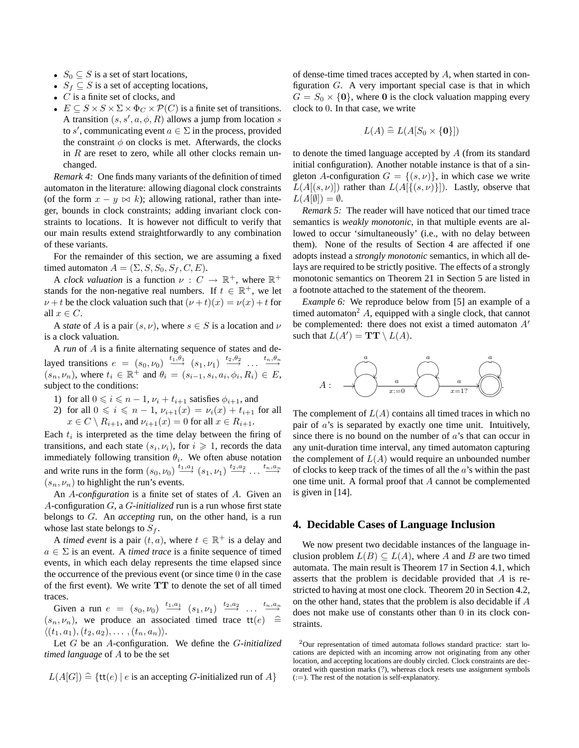- $S_0 \subseteq S$ is a set of start locations,
- $S_f \subseteq S$ is a set of accepting locations,
- $C$ is a finite set of clocks, and
- $E \subseteq S \times S \times \Sigma \times \Phi_C \times \mathcal{P}(C)$ is a finite set of transitions. A transition $(s, s', a, \phi, R)$ allows a jump from location $s$ to $s'$, communicating event $a \in \Sigma$ in the process, provided the constraint $\phi$ on clocks is met. Afterwards, the clocks in $R$ are reset to zero, while all other clocks remain unchanged.

*Remark 4:* One finds many variants of the definition of timed automaton in the literature: allowing diagonal clock constraints (of the form $x - y \bowtie k$); allowing rational, rather than integer, bounds in clock constraints; adding invariant clock constraints to locations. It is however not difficult to verify that our main results extend straightforwardly to any combination of these variants.

For the remainder of this section, we are assuming a fixed timed automaton $A = (\Sigma, S, S_0, S_f, C, E)$.

A *clock valuation* is a function $\nu : C \to \mathbb{R}^+$, where $\mathbb{R}^+$ stands for the non-negative real numbers. If $t \in \mathbb{R}^+$, we let $\nu + t$ be the clock valuation such that $(\nu + t)(x) = \nu(x) + t$ for all $x \in C$.

A *state* of $A$ is a pair $(s, \nu)$, where $s \in S$ is a location and $\nu$ is a clock valuation.

A *run* of $A$ is a finite alternating sequence of states and delayed transitions $e = (s_0, \nu_0) \xrightarrow{t_1, \theta_1} (s_1, \nu_1) \xrightarrow{t_2, \theta_2} \ldots \xrightarrow{t_n, \theta_n} (s_n, \nu_n)$, where $t_i \in \mathbb{R}^+$ and $\theta_i = (s_{i-1}, s_i, a_i, \phi_i, R_i) \in E$, subject to the conditions:

1) for all $0 \leqslant i \leqslant n-1$, $\nu_i + t_{i+1}$ satisfies $\phi_{i+1}$, and
2) for all $0 \leqslant i \leqslant n-1$, $\nu_{i+1}(x) = \nu_i(x) + t_{i+1}$ for all $x \in C \setminus R_{i+1}$, and $\nu_{i+1}(x) = 0$ for all $x \in R_{i+1}$.

Each $t_i$ is interpreted as the time delay between the firing of transitions, and each state $(s_i, \nu_i)$, for $i \geqslant 1$, records the data immediately following transition $\theta_i$. We often abuse notation and write runs in the form $(s_0, \nu_0) \xrightarrow{t_1, a_1} (s_1, \nu_1) \xrightarrow{t_2, a_2} \ldots \xrightarrow{t_n, a_n} (s_n, \nu_n)$ to highlight the run's events.

An *$A$-configuration* is a finite set of states of $A$. Given an $A$-configuration $G$, a *$G$-initialized* run is a run whose first state belongs to $G$. An *accepting* run, on the other hand, is a run whose last state belongs to $S_f$.

A *timed event* is a pair $(t, a)$, where $t \in \mathbb{R}^+$ is a delay and $a \in \Sigma$ is an event. A *timed trace* is a finite sequence of timed events, in which each delay represents the time elapsed since the occurrence of the previous event (or since time 0 in the case of the first event). We write $\mathbf{TT}$ to denote the set of all timed traces.

Given a run $e = (s_0, \nu_0) \xrightarrow{t_1, a_1} (s_1, \nu_1) \xrightarrow{t_2, a_2} \ldots \xrightarrow{t_n, a_n} (s_n, \nu_n)$, we produce an associated timed trace $\mathsf{tt}(e) \mathrel{\widehat{=}} \langle (t_1, a_1), (t_2, a_2), \ldots, (t_n, a_n) \rangle$.

Let $G$ be an $A$-configuration. We define the *$G$-initialized timed language* of $A$ to be the set

$$L(A[G]) \mathrel{\widehat{=}} \{\mathsf{tt}(e) \mid e \text{ is an accepting } G\text{-initialized run of } A\}$$

of dense-time timed traces accepted by $A$, when started in configuration $G$. A very important special case is that in which $G = S_0 \times \{\mathbf{0}\}$, where $\mathbf{0}$ is the clock valuation mapping every clock to 0. In that case, we write

$$L(A) \mathrel{\widehat{=}} L(A[S_0 \times \{\mathbf{0}\}])$$

to denote the timed language accepted by $A$ (from its standard initial configuration). Another notable instance is that of a singleton $A$-configuration $G = \{(s, \nu)\}$, in which case we write $L(A[(s, \nu)])$ rather than $L(A[\{(s, \nu)\}])$. Lastly, observe that $L(A[\emptyset]) = \emptyset$.

*Remark 5:* The reader will have noticed that our timed trace semantics is *weakly monotonic*, in that multiple events are allowed to occur 'simultaneously' (i.e., with no delay between them). None of the results of Section 4 are affected if one adopts instead a *strongly monotonic* semantics, in which all delays are required to be strictly positive. The effects of a strongly monotonic semantics on Theorem 21 in Section 5 are listed in a footnote attached to the statement of the theorem.

*Example 6:* We reproduce below from [5] an example of a timed automaton[2] $A$, equipped with a single clock, that cannot be complemented: there does not exist a timed automaton $A'$ such that $L(A') = \mathbf{TT} \setminus L(A)$.

$A$ : (three locations, each with an $a$ self-loop; the start location goes to the second via $a$, $x{:=}0$; the second goes to the accepting third location via $a$, $x{=}1?$).

The complement of $L(A)$ contains all timed traces in which no pair of $a$'s is separated by exactly one time unit. Intuitively, since there is no bound on the number of $a$'s that can occur in any unit-duration time interval, any timed automaton capturing the complement of $L(A)$ would require an unbounded number of clocks to keep track of the times of all the $a$'s within the past one time unit. A formal proof that $A$ cannot be complemented is given in [14].

## 4. Decidable Cases of Language Inclusion

We now present two decidable instances of the language inclusion problem $L(B) \subseteq L(A)$, where $A$ and $B$ are two timed automata. The main result is Theorem 17 in Section 4.1, which asserts that the problem is decidable provided that $A$ is restricted to having at most one clock. Theorem 20 in Section 4.2, on the other hand, states that the problem is also decidable if $A$ does not make use of constants other than 0 in its clock constraints.

[2] Our representation of timed automata follows standard practice: start locations are depicted with an incoming arrow not originating from any other location, and accepting locations are doubly circled. Clock constraints are decorated with question marks (?), whereas clock resets use assignment symbols (:=). The rest of the notation is self-explanatory.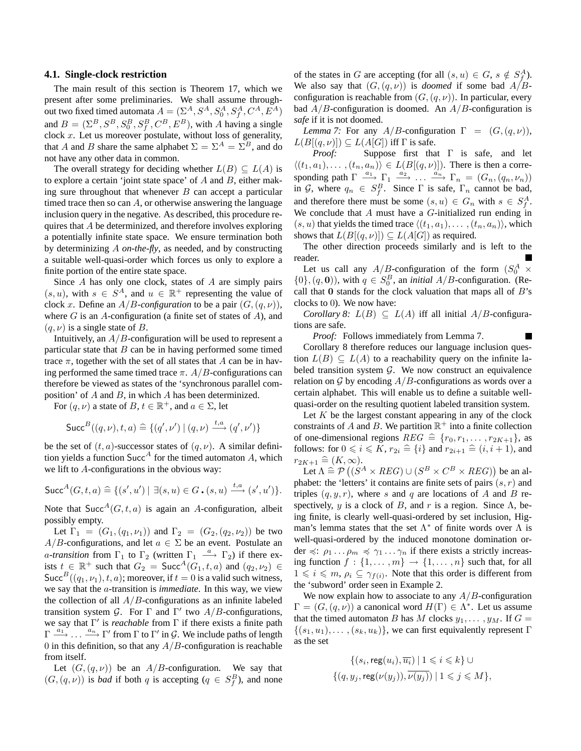### 4.1. Single-clock restriction

The main result of this section is Theorem 17, which we present after some preliminaries. We shall assume throughout two fixed timed automata $A = (\Sigma^A, S^A, S_0^A, S_f^A, C^A, E^A)$ and $B = (\Sigma^B, S^B, S_0^B, S_f^B, C^B, E^B)$, with $A$ having a single clock $x$. Let us moreover postulate, without loss of generality, that $A$ and $B$ share the same alphabet $\Sigma = \Sigma^A = \Sigma^B$, and do not have any other data in common.

The overall strategy for deciding whether $L(B) \subseteq L(A)$ is to explore a certain 'joint state space' of $A$ and $B$, either making sure throughout that whenever $B$ can accept a particular timed trace then so can $A$, or otherwise answering the language inclusion query in the negative. As described, this procedure requires that $A$ be determinized, and therefore involves exploring a potentially infinite state space. We ensure termination both by determinizing $A$ *on-the-fly*, as needed, and by constructing a suitable well-quasi-order which forces us only to explore a finite portion of the entire state space.

Since $A$ has only one clock, states of $A$ are simply pairs $(s, u)$, with $s \in S^A$, and $u \in \mathbb{R}^+$ representing the value of clock $x$. Define an *$A/B$-configuration* to be a pair $(G, (q, \nu))$, where $G$ is an $A$-configuration (a finite set of states of $A$), and $(q, \nu)$ is a single state of $B$.

Intuitively, an $A/B$-configuration will be used to represent a particular state that $B$ can be in having performed some timed trace $\pi$, together with the set of all states that $A$ can be in having performed the same timed trace $\pi$. $A/B$-configurations can therefore be viewed as states of the 'synchronous parallel composition' of $A$ and $B$, in which $A$ has been determinized.

For $(q, \nu)$ a state of $B$, $t \in \mathbb{R}^+$, and $a \in \Sigma$, let

$$\mathsf{Succ}^B((q, \nu), t, a) \mathrel{\widehat{=}} \{(q', \nu') \mid (q, \nu) \xrightarrow{t,a} (q', \nu')\}$$

be the set of $(t, a)$-successor states of $(q, \nu)$. A similar definition yields a function $\mathsf{Succ}^A$ for the timed automaton $A$, which we lift to $A$-configurations in the obvious way:

$$\mathsf{Succ}^A(G, t, a) \mathrel{\widehat{=}} \{(s', u') \mid \exists (s, u) \in G \,.\, (s, u) \xrightarrow{t,a} (s', u')\}.$$

Note that $\mathsf{Succ}^A(G, t, a)$ is again an $A$-configuration, albeit possibly empty.

Let $\Gamma_1 = (G_1, (q_1, \nu_1))$ and $\Gamma_2 = (G_2, (q_2, \nu_2))$ be two $A/B$-configurations, and let $a \in \Sigma$ be an event. Postulate an *$a$-transition* from $\Gamma_1$ to $\Gamma_2$ (written $\Gamma_1 \xrightarrow{a} \Gamma_2$) if there exists $t \in \mathbb{R}^+$ such that $G_2 = \mathsf{Succ}^A(G_1, t, a)$ and $(q_2, \nu_2) \in \mathsf{Succ}^B((q_1, \nu_1), t, a)$; moreover, if $t = 0$ is a valid such witness, we say that the $a$-transition is *immediate*. In this way, we view the collection of all $A/B$-configurations as an infinite labeled transition system $\mathcal{G}$. For $\Gamma$ and $\Gamma'$ two $A/B$-configurations, we say that $\Gamma'$ is *reachable* from $\Gamma$ if there exists a finite path $\Gamma \xrightarrow{a_1} \ldots \xrightarrow{a_n} \Gamma'$ from $\Gamma$ to $\Gamma'$ in $\mathcal{G}$. We include paths of length 0 in this definition, so that any $A/B$-configuration is reachable from itself.

Let $(G, (q, \nu))$ be an $A/B$-configuration. We say that $(G, (q, \nu))$ is *bad* if both $q$ is accepting ($q \in S_f^B$), and none of the states in $G$ are accepting (for all $(s, u) \in G$, $s \notin S_f^A$). We also say that $(G, (q, \nu))$ is *doomed* if some bad $A/B$-configuration is reachable from $(G, (q, \nu))$. In particular, every bad $A/B$-configuration is doomed. An $A/B$-configuration is *safe* if it is not doomed.

*Lemma 7:* For any $A/B$-configuration $\Gamma = (G, (q, \nu))$, $L(B[(q, \nu)]) \subseteq L(A[G])$ iff $\Gamma$ is safe.

*Proof:* Suppose first that $\Gamma$ is safe, and let $\langle (t_1, a_1), \ldots, (t_n, a_n) \rangle \in L(B[(q, \nu)])$. There is then a corresponding path $\Gamma \xrightarrow{a_1} \Gamma_1 \xrightarrow{a_2} \ldots \xrightarrow{a_n} \Gamma_n = (G_n, (q_n, \nu_n))$ in $\mathcal{G}$, where $q_n \in S_f^B$. Since $\Gamma$ is safe, $\Gamma_n$ cannot be bad, and therefore there must be some $(s, u) \in G_n$ with $s \in S_f^A$. We conclude that $A$ must have a $G$-initialized run ending in $(s, u)$ that yields the timed trace $\langle (t_1, a_1), \ldots, (t_n, a_n) \rangle$, which shows that $L(B[(q, \nu)]) \subseteq L(A[G])$ as required.

The other direction proceeds similarly and is left to the reader. ■

Let us call any $A/B$-configuration of the form $(S_0^A \times \{0\}, (q, \mathbf{0}))$, with $q \in S_0^B$, an *initial* $A/B$-configuration. (Recall that $\mathbf{0}$ stands for the clock valuation that maps all of $B$'s clocks to 0). We now have:

*Corollary 8:* $L(B) \subseteq L(A)$ iff all initial $A/B$-configurations are safe.

*Proof:* Follows immediately from Lemma 7. ■

Corollary 8 therefore reduces our language inclusion question $L(B) \subseteq L(A)$ to a reachability query on the infinite labeled transition system $\mathcal{G}$. We now construct an equivalence relation on $\mathcal{G}$ by encoding $A/B$-configurations as words over a certain alphabet. This will enable us to define a suitable well-quasi-order on the resulting quotient labeled transition system.

Let $K$ be the largest constant appearing in any of the clock constraints of $A$ and $B$. We partition $\mathbb{R}^+$ into a finite collection of one-dimensional regions $REG \mathrel{\widehat{=}} \{r_0, r_1, \ldots, r_{2K+1}\}$, as follows: for $0 \leqslant i \leqslant K$, $r_{2i} \mathrel{\widehat{=}} \{i\}$ and $r_{2i+1} \mathrel{\widehat{=}} (i, i+1)$, and $r_{2K+1} \mathrel{\widehat{=}} (K, \infty)$.

Let $\Lambda \mathrel{\widehat{=}} \mathcal{P}\big((S^A \times REG) \cup (S^B \times C^B \times REG)\big)$ be an alphabet: the 'letters' it contains are finite sets of pairs $(s, r)$ and triples $(q, y, r)$, where $s$ and $q$ are locations of $A$ and $B$ respectively, $y$ is a clock of $B$, and $r$ is a region. Since $\Lambda$, being finite, is clearly well-quasi-ordered by set inclusion, Higman's lemma states that the set $\Lambda^*$ of finite words over $\Lambda$ is well-quasi-ordered by the induced monotone domination order $\preccurlyeq$: $\rho_1 \ldots \rho_m \preccurlyeq \gamma_1 \ldots \gamma_n$ if there exists a strictly increasing function $f : \{1, \ldots, m\} \to \{1, \ldots, n\}$ such that, for all $1 \leqslant i \leqslant m$, $\rho_i \subseteq \gamma_{f(i)}$. Note that this order is different from the 'subword' order seen in Example 2.

We now explain how to associate to any $A/B$-configuration $\Gamma = (G, (q, \nu))$ a canonical word $H(\Gamma) \in \Lambda^*$. Let us assume that the timed automaton $B$ has $M$ clocks $y_1, \ldots, y_M$. If $G = \{(s_1, u_1), \ldots, (s_k, u_k)\}$, we can first equivalently represent $\Gamma$ as the set

$$\{(s_i, \mathsf{reg}(u_i), \overline{u_i}) \mid 1 \leqslant i \leqslant k\} \cup$$
$$\{(q, y_j, \mathsf{reg}(\nu(y_j)), \overline{\nu(y_j)}) \mid 1 \leqslant j \leqslant M\},$$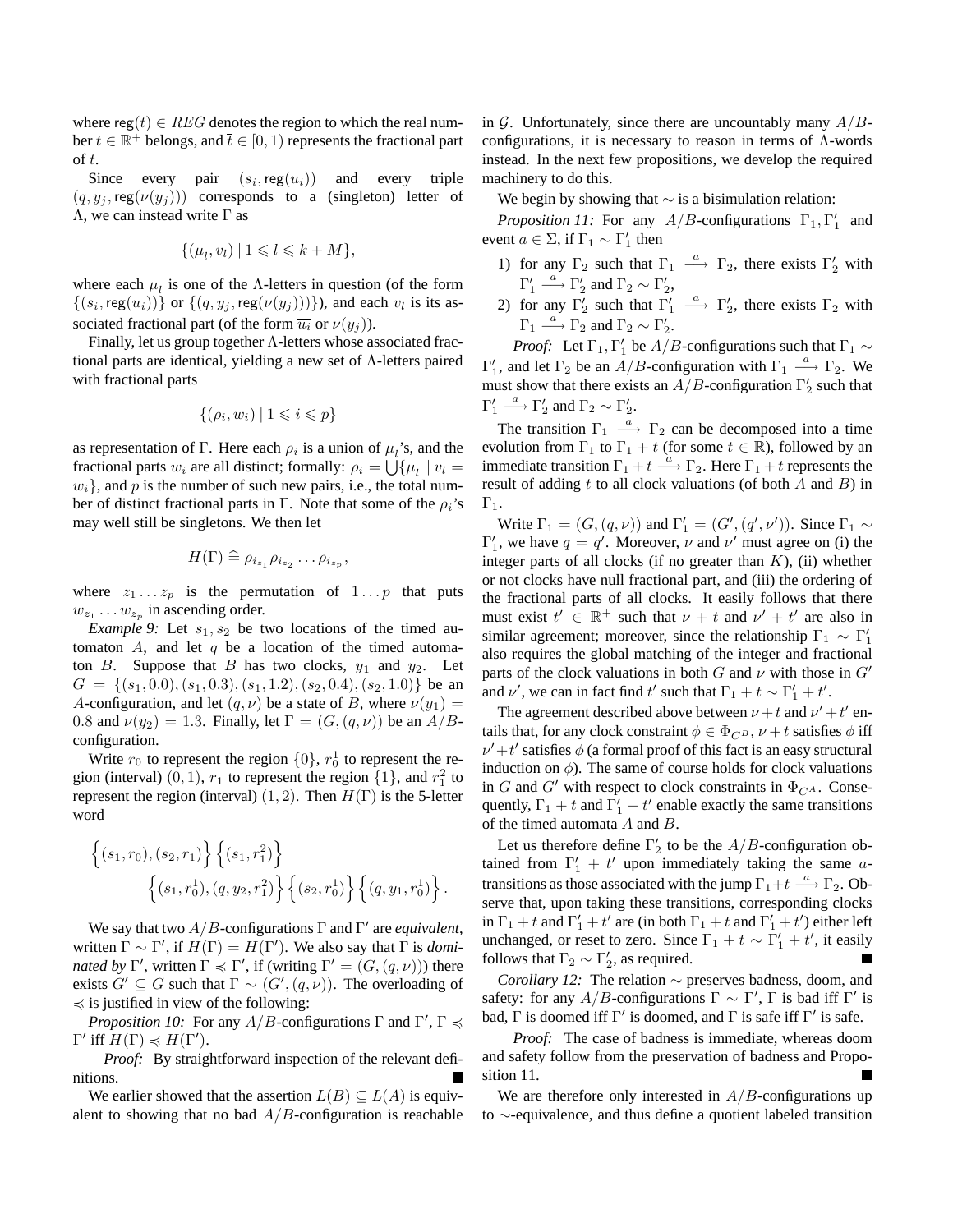where $\mathsf{reg}(t) \in REG$ denotes the region to which the real number $t \in \mathbb{R}^+$ belongs, and $\bar{t} \in [0, 1)$ represents the fractional part of $t$.

Since every pair $(s_i, \mathsf{reg}(u_i))$ and every triple $(q, y_j, \mathsf{reg}(\nu(y_j)))$ corresponds to a (singleton) letter of $\Lambda$, we can instead write $\Gamma$ as

$$\{(\mu_l, v_l) \mid 1 \leqslant l \leqslant k + M\},$$

where each $\mu_l$ is one of the $\Lambda$-letters in question (of the form $\{(s_i, \mathsf{reg}(u_i))\}$ or $\{(q, y_j, \mathsf{reg}(\nu(y_j)))\}$), and each $v_l$ is its associated fractional part (of the form $\overline{u_i}$ or $\overline{\nu(y_j)}$).

Finally, let us group together $\Lambda$-letters whose associated fractional parts are identical, yielding a new set of $\Lambda$-letters paired with fractional parts

$$\{(\rho_i, w_i) \mid 1 \leqslant i \leqslant p\}$$

as representation of $\Gamma$. Here each $\rho_i$ is a union of $\mu_l$'s, and the fractional parts $w_i$ are all distinct; formally: $\rho_i = \bigcup\{\mu_l \mid v_l = w_i\}$, and $p$ is the number of such new pairs, i.e., the total number of distinct fractional parts in $\Gamma$. Note that some of the $\rho_i$'s may well still be singletons. We then let

$$H(\Gamma) \mathrel{\widehat{=}} \rho_{i_{z_1}} \rho_{i_{z_2}} \ldots \rho_{i_{z_p}},$$

where $z_1 \ldots z_p$ is the permutation of $1 \ldots p$ that puts $w_{z_1} \ldots w_{z_p}$ in ascending order.

*Example 9:* Let $s_1, s_2$ be two locations of the timed automaton $A$, and let $q$ be a location of the timed automaton $B$. Suppose that $B$ has two clocks, $y_1$ and $y_2$. Let $G = \{(s_1, 0.0), (s_1, 0.3), (s_1, 1.2), (s_2, 0.4), (s_2, 1.0)\}$ be an $A$-configuration, and let $(q, \nu)$ be a state of $B$, where $\nu(y_1) = 0.8$ and $\nu(y_2) = 1.3$. Finally, let $\Gamma = (G, (q, \nu))$ be an $A/B$-configuration.

Write $r_0$ to represent the region $\{0\}$, $r_0^1$ to represent the region (interval) $(0, 1)$, $r_1$ to represent the region $\{1\}$, and $r_1^2$ to represent the region (interval) $(1, 2)$. Then $H(\Gamma)$ is the 5-letter word

$$\Big\{(s_1, r_0), (s_2, r_1)\Big\} \Big\{(s_1, r_1^2)\Big\} \\ \Big\{(s_1, r_0^1), (q, y_2, r_1^2)\Big\} \Big\{(s_2, r_0^1)\Big\} \Big\{(q, y_1, r_0^1)\Big\}.$$

We say that two $A/B$-configurations $\Gamma$ and $\Gamma'$ are *equivalent*, written $\Gamma \sim \Gamma'$, if $H(\Gamma) = H(\Gamma')$. We also say that $\Gamma$ is *dominated by* $\Gamma'$, written $\Gamma \preccurlyeq \Gamma'$, if (writing $\Gamma' = (G, (q, \nu))$) there exists $G' \subseteq G$ such that $\Gamma \sim (G', (q, \nu))$. The overloading of $\preccurlyeq$ is justified in view of the following:

*Proposition 10:* For any $A/B$-configurations $\Gamma$ and $\Gamma'$, $\Gamma \preccurlyeq \Gamma'$ iff $H(\Gamma) \preccurlyeq H(\Gamma')$.

*Proof:* By straightforward inspection of the relevant definitions. ∎

We earlier showed that the assertion $L(B) \subseteq L(A)$ is equivalent to showing that no bad $A/B$-configuration is reachable in $\mathcal{G}$. Unfortunately, since there are uncountably many $A/B$-configurations, it is necessary to reason in terms of $\Lambda$-words instead. In the next few propositions, we develop the required machinery to do this.

We begin by showing that $\sim$ is a bisimulation relation:

*Proposition 11:* For any $A/B$-configurations $\Gamma_1, \Gamma_1'$ and event $a \in \Sigma$, if $\Gamma_1 \sim \Gamma_1'$ then

1) for any $\Gamma_2$ such that $\Gamma_1 \xrightarrow{a} \Gamma_2$, there exists $\Gamma_2'$ with $\Gamma_1' \xrightarrow{a} \Gamma_2'$ and $\Gamma_2 \sim \Gamma_2'$,
2) for any $\Gamma_2'$ such that $\Gamma_1' \xrightarrow{a} \Gamma_2'$, there exists $\Gamma_2$ with $\Gamma_1 \xrightarrow{a} \Gamma_2$ and $\Gamma_2 \sim \Gamma_2'$.

*Proof:* Let $\Gamma_1, \Gamma_1'$ be $A/B$-configurations such that $\Gamma_1 \sim \Gamma_1'$, and let $\Gamma_2$ be an $A/B$-configuration with $\Gamma_1 \xrightarrow{a} \Gamma_2$. We must show that there exists an $A/B$-configuration $\Gamma_2'$ such that $\Gamma_1' \xrightarrow{a} \Gamma_2'$ and $\Gamma_2 \sim \Gamma_2'$.

The transition $\Gamma_1 \xrightarrow{a} \Gamma_2$ can be decomposed into a time evolution from $\Gamma_1$ to $\Gamma_1 + t$ (for some $t \in \mathbb{R}$), followed by an immediate transition $\Gamma_1 + t \xrightarrow{a} \Gamma_2$. Here $\Gamma_1 + t$ represents the result of adding $t$ to all clock valuations (of both $A$ and $B$) in $\Gamma_1$.

Write $\Gamma_1 = (G, (q, \nu))$ and $\Gamma_1' = (G', (q', \nu'))$. Since $\Gamma_1 \sim \Gamma_1'$, we have $q = q'$. Moreover, $\nu$ and $\nu'$ must agree on (i) the integer parts of all clocks (if no greater than $K$), (ii) whether or not clocks have null fractional part, and (iii) the ordering of the fractional parts of all clocks. It easily follows that there must exist $t' \in \mathbb{R}^+$ such that $\nu + t$ and $\nu' + t'$ are also in similar agreement; moreover, since the relationship $\Gamma_1 \sim \Gamma_1'$ also requires the global matching of the integer and fractional parts of the clock valuations in both $G$ and $\nu$ with those in $G'$ and $\nu'$, we can in fact find $t'$ such that $\Gamma_1 + t \sim \Gamma_1' + t'$.

The agreement described above between $\nu + t$ and $\nu' + t'$ entails that, for any clock constraint $\phi \in \Phi_{C^B}$, $\nu + t$ satisfies $\phi$ iff $\nu' + t'$ satisfies $\phi$ (a formal proof of this fact is an easy structural induction on $\phi$). The same of course holds for clock valuations in $G$ and $G'$ with respect to clock constraints in $\Phi_{C^A}$. Consequently, $\Gamma_1 + t$ and $\Gamma_1' + t'$ enable exactly the same transitions of the timed automata $A$ and $B$.

Let us therefore define $\Gamma_2'$ to be the $A/B$-configuration obtained from $\Gamma_1' + t'$ upon immediately taking the same $a$-transitions as those associated with the jump $\Gamma_1 + t \xrightarrow{a} \Gamma_2$. Observe that, upon taking these transitions, corresponding clocks in $\Gamma_1 + t$ and $\Gamma_1' + t'$ are (in both $\Gamma_1 + t$ and $\Gamma_1' + t'$) either left unchanged, or reset to zero. Since $\Gamma_1 + t \sim \Gamma_1' + t'$, it easily follows that $\Gamma_2 \sim \Gamma_2'$, as required. ∎

*Corollary 12:* The relation $\sim$ preserves badness, doom, and safety: for any $A/B$-configurations $\Gamma \sim \Gamma'$, $\Gamma$ is bad iff $\Gamma'$ is bad, $\Gamma$ is doomed iff $\Gamma'$ is doomed, and $\Gamma$ is safe iff $\Gamma'$ is safe.

*Proof:* The case of badness is immediate, whereas doom and safety follow from the preservation of badness and Proposition 11. ∎

We are therefore only interested in $A/B$-configurations up to $\sim$-equivalence, and thus define a quotient labeled transition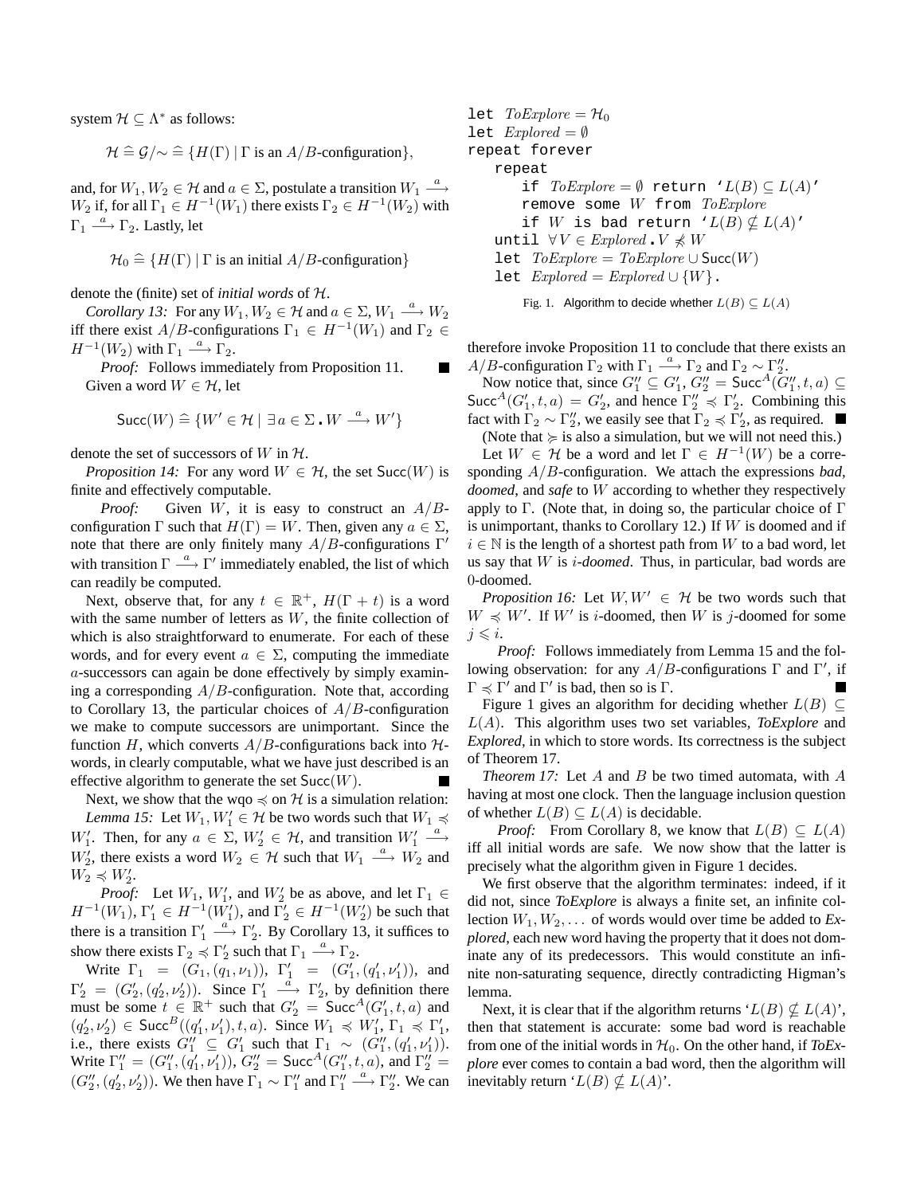system $\mathcal{H} \subseteq \Lambda^*$ as follows:

$$\mathcal{H} \mathrel{\widehat{=}} \mathcal{G}/\!\sim \mathrel{\widehat{=}} \{H(\Gamma) \mid \Gamma \text{ is an } A/B\text{-configuration}\},$$

and, for $W_1, W_2 \in \mathcal{H}$ and $a \in \Sigma$, postulate a transition $W_1 \xrightarrow{a} W_2$ if, for all $\Gamma_1 \in H^{-1}(W_1)$ there exists $\Gamma_2 \in H^{-1}(W_2)$ with $\Gamma_1 \xrightarrow{a} \Gamma_2$. Lastly, let

$$\mathcal{H}_0 \mathrel{\widehat{=}} \{H(\Gamma) \mid \Gamma \text{ is an initial } A/B\text{-configuration}\}$$

denote the (finite) set of *initial words* of $\mathcal{H}$.

*Corollary 13:* For any $W_1, W_2 \in \mathcal{H}$ and $a \in \Sigma$, $W_1 \xrightarrow{a} W_2$ iff there exist $A/B$-configurations $\Gamma_1 \in H^{-1}(W_1)$ and $\Gamma_2 \in H^{-1}(W_2)$ with $\Gamma_1 \xrightarrow{a} \Gamma_2$.

*Proof:* Follows immediately from Proposition 11. ∎

Given a word $W \in \mathcal{H}$, let

$$\mathsf{Succ}(W) \mathrel{\widehat{=}} \{W' \in \mathcal{H} \mid \exists\, a \in \Sigma \,.\, W \xrightarrow{a} W'\}$$

denote the set of successors of $W$ in $\mathcal{H}$.

*Proposition 14:* For any word $W \in \mathcal{H}$, the set $\mathsf{Succ}(W)$ is finite and effectively computable.

*Proof:* Given $W$, it is easy to construct an $A/B$-configuration $\Gamma$ such that $H(\Gamma) = W$. Then, given any $a \in \Sigma$, note that there are only finitely many $A/B$-configurations $\Gamma'$ with transition $\Gamma \xrightarrow{a} \Gamma'$ immediately enabled, the list of which can readily be computed.

Next, observe that, for any $t \in \mathbb{R}^+$, $H(\Gamma + t)$ is a word with the same number of letters as $W$, the finite collection of which is also straightforward to enumerate. For each of these words, and for every event $a \in \Sigma$, computing the immediate $a$-successors can again be done effectively by simply examining a corresponding $A/B$-configuration. Note that, according to Corollary 13, the particular choices of $A/B$-configuration we make to compute successors are unimportant. Since the function $H$, which converts $A/B$-configurations back into $\mathcal{H}$-words, in clearly computable, what we have just described is an effective algorithm to generate the set $\mathsf{Succ}(W)$. ∎

Next, we show that the wqo $\preccurlyeq$ on $\mathcal{H}$ is a simulation relation:

*Lemma 15:* Let $W_1, W_1' \in \mathcal{H}$ be two words such that $W_1 \preccurlyeq W_1'$. Then, for any $a \in \Sigma$, $W_2' \in \mathcal{H}$, and transition $W_1' \xrightarrow{a} W_2'$, there exists a word $W_2 \in \mathcal{H}$ such that $W_1 \xrightarrow{a} W_2$ and $W_2 \preccurlyeq W_2'$.

*Proof:* Let $W_1$, $W_1'$, and $W_2'$ be as above, and let $\Gamma_1 \in H^{-1}(W_1)$, $\Gamma_1' \in H^{-1}(W_1')$, and $\Gamma_2' \in H^{-1}(W_2')$ be such that there is a transition $\Gamma_1' \xrightarrow{a} \Gamma_2'$. By Corollary 13, it suffices to show there exists $\Gamma_2 \preccurlyeq \Gamma_2'$ such that $\Gamma_1 \xrightarrow{a} \Gamma_2$.

Write $\Gamma_1 = (G_1, (q_1, \nu_1))$, $\Gamma_1' = (G_1', (q_1', \nu_1'))$, and $\Gamma_2' = (G_2', (q_2', \nu_2'))$. Since $\Gamma_1' \xrightarrow{a} \Gamma_2'$, by definition there must be some $t \in \mathbb{R}^+$ such that $G_2' = \mathsf{Succ}^A(G_1', t, a)$ and $(q_2', \nu_2') \in \mathsf{Succ}^B((q_1', \nu_1'), t, a)$. Since $W_1 \preccurlyeq W_1'$, $\Gamma_1 \preccurlyeq \Gamma_1'$, i.e., there exists $G_1'' \subseteq G_1'$ such that $\Gamma_1 \sim (G_1'', (q_1', \nu_1'))$. Write $\Gamma_1'' = (G_1'', (q_1', \nu_1'))$, $G_2'' = \mathsf{Succ}^A(G_1'', t, a)$, and $\Gamma_2'' = (G_2'', (q_2', \nu_2'))$. We then have $\Gamma_1 \sim \Gamma_1''$ and $\Gamma_1'' \xrightarrow{a} \Gamma_2''$. We can therefore invoke Proposition 11 to conclude that there exists an $A/B$-configuration $\Gamma_2$ with $\Gamma_1 \xrightarrow{a} \Gamma_2$ and $\Gamma_2 \sim \Gamma_2''$.

Now notice that, since $G_1'' \subseteq G_1'$, $G_2'' = \mathsf{Succ}^A(G_1'', t, a) \subseteq \mathsf{Succ}^A(G_1', t, a) = G_2'$, and hence $\Gamma_2'' \preccurlyeq \Gamma_2'$. Combining this fact with $\Gamma_2 \sim \Gamma_2''$, we easily see that $\Gamma_2 \preccurlyeq \Gamma_2'$, as required. ∎

(Note that $\succcurlyeq$ is also a simulation, but we will not need this.)

Let $W \in \mathcal{H}$ be a word and let $\Gamma \in H^{-1}(W)$ be a corresponding $A/B$-configuration. We attach the expressions *bad*, *doomed*, and *safe* to $W$ according to whether they respectively apply to $\Gamma$. (Note that, in doing so, the particular choice of $\Gamma$ is unimportant, thanks to Corollary 12.) If $W$ is doomed and if $i \in \mathbb{N}$ is the length of a shortest path from $W$ to a bad word, let us say that $W$ is $i$-*doomed*. Thus, in particular, bad words are $0$-doomed.

*Proposition 16:* Let $W, W' \in \mathcal{H}$ be two words such that $W \preccurlyeq W'$. If $W'$ is $i$-doomed, then $W$ is $j$-doomed for some $j \leqslant i$.

*Proof:* Follows immediately from Lemma 15 and the following observation: for any $A/B$-configurations $\Gamma$ and $\Gamma'$, if $\Gamma \preccurlyeq \Gamma'$ and $\Gamma'$ is bad, then so is $\Gamma$. ∎

```
let ToExplore = H_0
let Explored = ∅
repeat forever
   repeat
      if ToExplore = ∅ return 'L(B) ⊆ L(A)'
      remove some W from ToExplore
      if W is bad return 'L(B) ⊈ L(A)'
   until ∀V ∈ Explored . V ⋠ W
   let ToExplore = ToExplore ∪ Succ(W)
   let Explored = Explored ∪ {W}.
```

Fig. 1. Algorithm to decide whether $L(B) \subseteq L(A)$

Figure 1 gives an algorithm for deciding whether $L(B) \subseteq L(A)$. This algorithm uses two set variables, *ToExplore* and *Explored*, in which to store words. Its correctness is the subject of Theorem 17.

*Theorem 17:* Let $A$ and $B$ be two timed automata, with $A$ having at most one clock. Then the language inclusion question of whether $L(B) \subseteq L(A)$ is decidable.

*Proof:* From Corollary 8, we know that $L(B) \subseteq L(A)$ iff all initial words are safe. We now show that the latter is precisely what the algorithm given in Figure 1 decides.

We first observe that the algorithm terminates: indeed, if it did not, since *ToExplore* is always a finite set, an infinite collection $W_1, W_2, \ldots$ of words would over time be added to *Explored*, each new word having the property that it does not dominate any of its predecessors. This would constitute an infinite non-saturating sequence, directly contradicting Higman's lemma.

Next, it is clear that if the algorithm returns '$L(B) \nsubseteq L(A)$', then that statement is accurate: some bad word is reachable from one of the initial words in $\mathcal{H}_0$. On the other hand, if *ToExplore* ever comes to contain a bad word, then the algorithm will inevitably return '$L(B) \nsubseteq L(A)$'.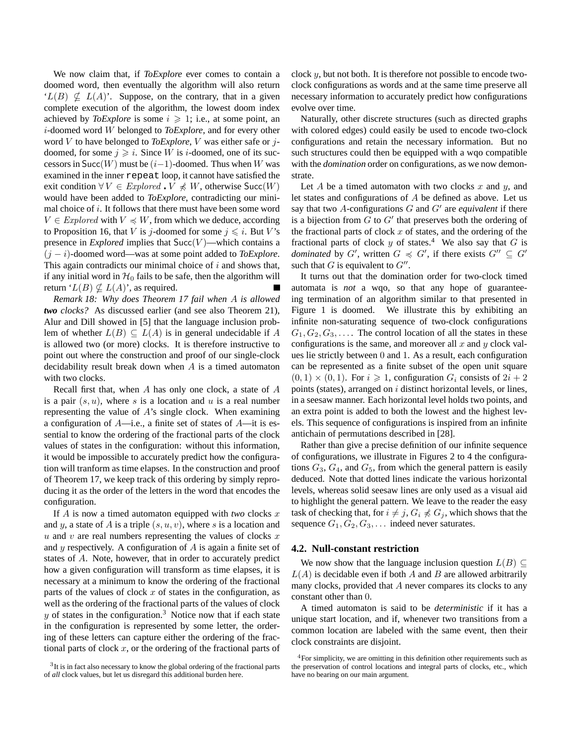We now claim that, if *ToExplore* ever comes to contain a doomed word, then eventually the algorithm will also return '$L(B) \nsubseteq L(A)$'. Suppose, on the contrary, that in a given complete execution of the algorithm, the lowest doom index achieved by *ToExplore* is some $i \geqslant 1$; i.e., at some point, an $i$-doomed word $W$ belonged to *ToExplore*, and for every other word $V$ to have belonged to *ToExplore*, $V$ was either safe or $j$-doomed, for some $j \geqslant i$. Since $W$ is $i$-doomed, one of its successors in $\mathsf{Succ}(W)$ must be $(i-1)$-doomed. Thus when $W$ was examined in the inner `repeat` loop, it cannot have satisfied the exit condition $\forall V \in \mathit{Explored} \centerdot V \not\preccurlyeq W$, otherwise $\mathsf{Succ}(W)$ would have been added to *ToExplore*, contradicting our minimal choice of $i$. It follows that there must have been some word $V \in \mathit{Explored}$ with $V \preccurlyeq W$, from which we deduce, according to Proposition 16, that $V$ is $j$-doomed for some $j \leqslant i$. But $V$'s presence in *Explored* implies that $\mathsf{Succ}(V)$—which contains a $(j-i)$-doomed word—was at some point added to *ToExplore*. This again contradicts our minimal choice of $i$ and shows that, if any initial word in $\mathcal{H}_0$ fails to be safe, then the algorithm will return '$L(B) \nsubseteq L(A)$', as required. ∎

*Remark 18: Why does Theorem 17 fail when $A$ is allowed **two** clocks?* As discussed earlier (and see also Theorem 21), Alur and Dill showed in [5] that the language inclusion problem of whether $L(B) \subseteq L(A)$ is in general undecidable if $A$ is allowed two (or more) clocks. It is therefore instructive to point out where the construction and proof of our single-clock decidability result break down when $A$ is a timed automaton with two clocks.

Recall first that, when $A$ has only one clock, a state of $A$ is a pair $(s, u)$, where $s$ is a location and $u$ is a real number representing the value of $A$'s single clock. When examining a configuration of $A$—i.e., a finite set of states of $A$—it is essential to know the ordering of the fractional parts of the clock values of states in the configuration: without this information, it would be impossible to accurately predict how the configuration will tranform as time elapses. In the construction and proof of Theorem 17, we keep track of this ordering by simply reproducing it as the order of the letters in the word that encodes the configuration.

If $A$ is now a timed automaton equipped with *two* clocks $x$ and $y$, a state of $A$ is a triple $(s, u, v)$, where $s$ is a location and $u$ and $v$ are real numbers representing the values of clocks $x$ and $y$ respectively. A configuration of $A$ is again a finite set of states of $A$. Note, however, that in order to accurately predict how a given configuration will transform as time elapses, it is necessary at a minimum to know the ordering of the fractional parts of the values of clock $x$ of states in the configuration, as well as the ordering of the fractional parts of the values of clock $y$ of states in the configuration.[3] Notice now that if each state in the configuration is represented by some letter, the ordering of these letters can capture either the ordering of the fractional parts of clock $x$, or the ordering of the fractional parts of clock $y$, but not both. It is therefore not possible to encode two-clock configurations as words and at the same time preserve all necessary information to accurately predict how configurations evolve over time.

Naturally, other discrete structures (such as directed graphs with colored edges) could easily be used to encode two-clock configurations and retain the necessary information. But no such structures could then be equipped with a wqo compatible with the *domination* order on configurations, as we now demonstrate.

Let $A$ be a timed automaton with two clocks $x$ and $y$, and let states and configurations of $A$ be defined as above. Let us say that two $A$-configurations $G$ and $G'$ are *equivalent* if there is a bijection from $G$ to $G'$ that preserves both the ordering of the fractional parts of clock $x$ of states, and the ordering of the fractional parts of clock $y$ of states.[4] We also say that $G$ is *dominated* by $G'$, written $G \preccurlyeq G'$, if there exists $G'' \subseteq G'$ such that $G$ is equivalent to $G''$.

It turns out that the domination order for two-clock timed automata is *not* a wqo, so that any hope of guaranteeing termination of an algorithm similar to that presented in Figure 1 is doomed. We illustrate this by exhibiting an infinite non-saturating sequence of two-clock configurations $G_1, G_2, G_3, \ldots$. The control location of all the states in these configurations is the same, and moreover all $x$ and $y$ clock values lie strictly between $0$ and $1$. As a result, each configuration can be represented as a finite subset of the open unit square $(0,1) \times (0,1)$. For $i \geqslant 1$, configuration $G_i$ consists of $2i + 2$ points (states), arranged on $i$ distinct horizontal levels, or lines, in a seesaw manner. Each horizontal level holds two points, and an extra point is added to both the lowest and the highest levels. This sequence of configurations is inspired from an infinite antichain of permutations described in [28].

Rather than give a precise definition of our infinite sequence of configurations, we illustrate in Figures 2 to 4 the configurations $G_3$, $G_4$, and $G_5$, from which the general pattern is easily deduced. Note that dotted lines indicate the various horizontal levels, whereas solid seesaw lines are only used as a visual aid to highlight the general pattern. We leave to the reader the easy task of checking that, for $i \neq j$, $G_i \not\preccurlyeq G_j$, which shows that the sequence $G_1, G_2, G_3, \ldots$ indeed never saturates.

## 4.2. Null-constant restriction

We now show that the language inclusion question $L(B) \subseteq L(A)$ is decidable even if both $A$ and $B$ are allowed arbitrarily many clocks, provided that $A$ never compares its clocks to any constant other than $0$.

A timed automaton is said to be *deterministic* if it has a unique start location, and if, whenever two transitions from a common location are labeled with the same event, then their clock constraints are disjoint.

[3] It is in fact also necessary to know the global ordering of the fractional parts of *all* clock values, but let us disregard this additional burden here.

[4] For simplicity, we are omitting in this definition other requirements such as the preservation of control locations and integral parts of clocks, etc., which have no bearing on our main argument.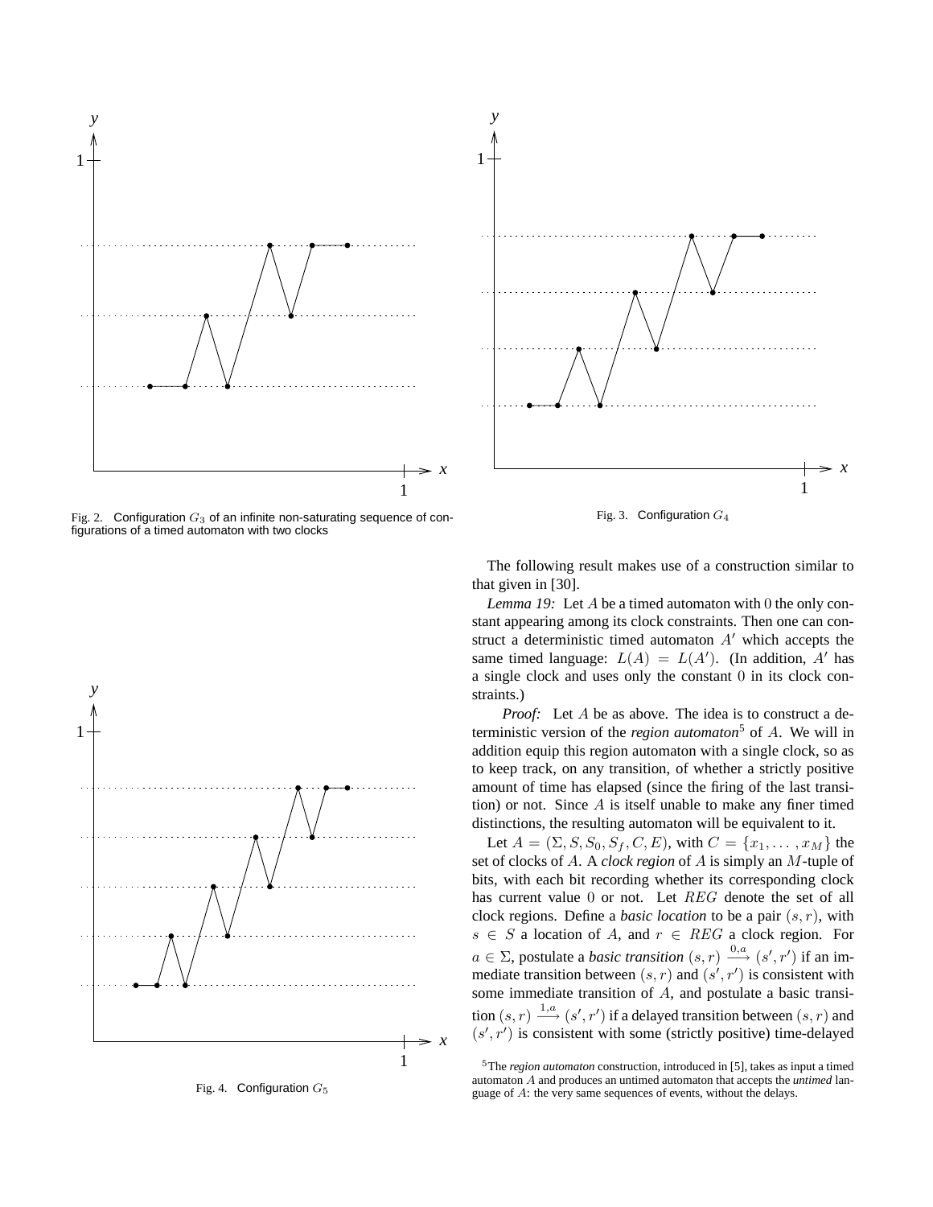Fig. 2. Configuration $G_3$ of an infinite non-saturating sequence of configurations of a timed automaton with two clocks

Fig. 3. Configuration $G_4$

Fig. 4. Configuration $G_5$

The following result makes use of a construction similar to that given in [30].

*Lemma 19:* Let $A$ be a timed automaton with 0 the only constant appearing among its clock constraints. Then one can construct a deterministic timed automaton $A'$ which accepts the same timed language: $L(A) = L(A')$. (In addition, $A'$ has a single clock and uses only the constant 0 in its clock constraints.)

*Proof:* Let $A$ be as above. The idea is to construct a deterministic version of the *region automaton*[5] of $A$. We will in addition equip this region automaton with a single clock, so as to keep track, on any transition, of whether a strictly positive amount of time has elapsed (since the firing of the last transition) or not. Since $A$ is itself unable to make any finer timed distinctions, the resulting automaton will be equivalent to it.

Let $A = (\Sigma, S, S_0, S_f, C, E)$, with $C = \{x_1, \ldots, x_M\}$ the set of clocks of $A$. A *clock region* of $A$ is simply an $M$-tuple of bits, with each bit recording whether its corresponding clock has current value 0 or not. Let $REG$ denote the set of all clock regions. Define a *basic location* to be a pair $(s, r)$, with $s \in S$ a location of $A$, and $r \in REG$ a clock region. For $a \in \Sigma$, postulate a *basic transition* $(s, r) \xrightarrow{0,a} (s', r')$ if an immediate transition between $(s, r)$ and $(s', r')$ is consistent with some immediate transition of $A$, and postulate a basic transition $(s, r) \xrightarrow{1,a} (s', r')$ if a delayed transition between $(s, r)$ and $(s', r')$ is consistent with some (strictly positive) time-delayed

[5]The *region automaton* construction, introduced in [5], takes as input a timed automaton $A$ and produces an untimed automaton that accepts the *untimed* language of $A$: the very same sequences of events, without the delays.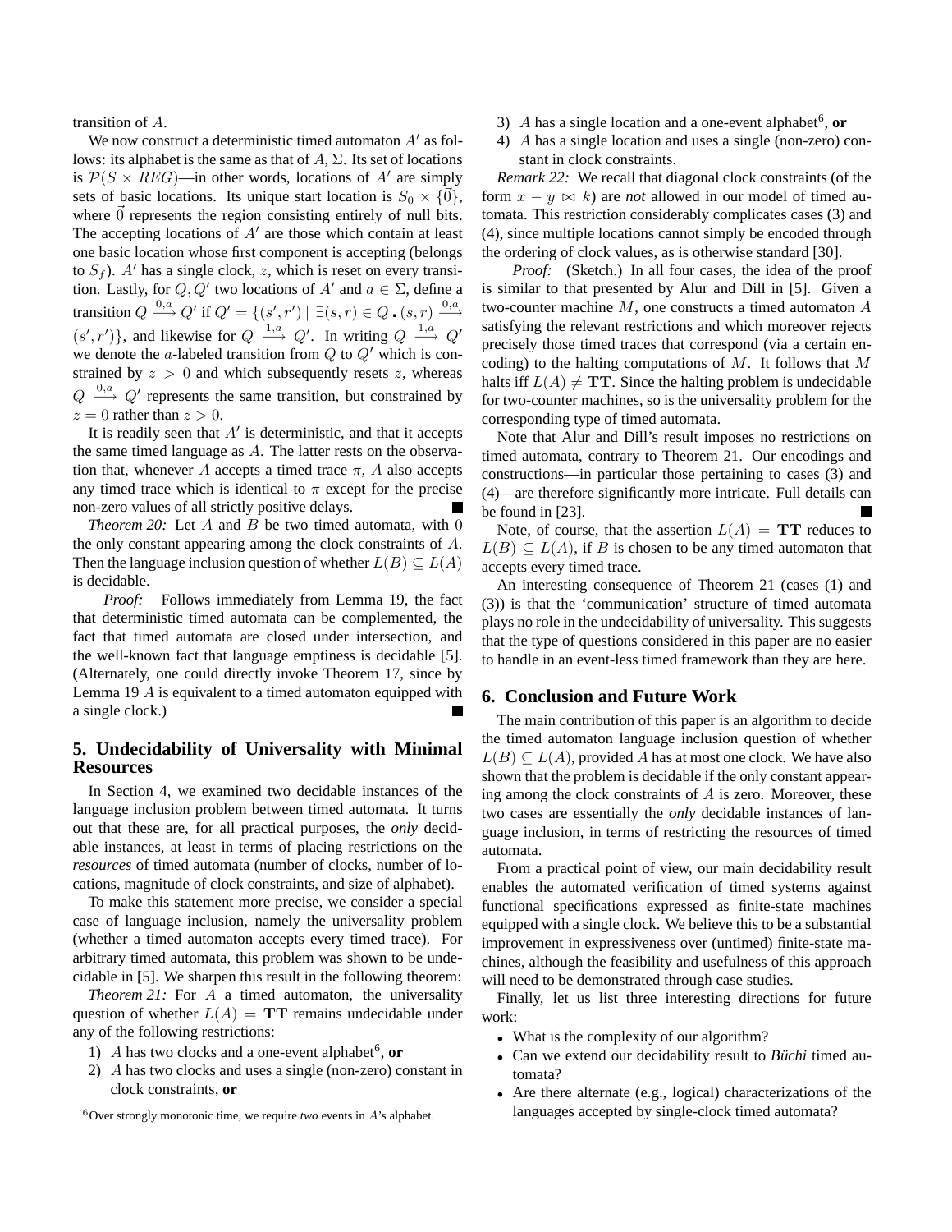transition of $A$.

We now construct a deterministic timed automaton $A'$ as follows: its alphabet is the same as that of $A$, $\Sigma$. Its set of locations is $\mathcal{P}(S \times REG)$—in other words, locations of $A'$ are simply sets of basic locations. Its unique start location is $S_0 \times \{\vec{0}\}$, where $\vec{0}$ represents the region consisting entirely of null bits. The accepting locations of $A'$ are those which contain at least one basic location whose first component is accepting (belongs to $S_f$). $A'$ has a single clock, $z$, which is reset on every transition. Lastly, for $Q, Q'$ two locations of $A'$ and $a \in \Sigma$, define a transition $Q \xrightarrow{0,a} Q'$ if $Q' = \{(s', r') \mid \exists (s,r) \in Q \,.\, (s,r) \xrightarrow{0,a} (s', r')\}$, and likewise for $Q \xrightarrow{1,a} Q'$. In writing $Q \xrightarrow{1,a} Q'$ we denote the $a$-labeled transition from $Q$ to $Q'$ which is constrained by $z > 0$ and which subsequently resets $z$, whereas $Q \xrightarrow{0,a} Q'$ represents the same transition, but constrained by $z = 0$ rather than $z > 0$.

It is readily seen that $A'$ is deterministic, and that it accepts the same timed language as $A$. The latter rests on the observation that, whenever $A$ accepts a timed trace $\pi$, $A$ also accepts any timed trace which is identical to $\pi$ except for the precise non-zero values of all strictly positive delays. ∎

*Theorem 20:* Let $A$ and $B$ be two timed automata, with $0$ the only constant appearing among the clock constraints of $A$. Then the language inclusion question of whether $L(B) \subseteq L(A)$ is decidable.

*Proof:* Follows immediately from Lemma 19, the fact that deterministic timed automata can be complemented, the fact that timed automata are closed under intersection, and the well-known fact that language emptiness is decidable [5]. (Alternately, one could directly invoke Theorem 17, since by Lemma 19 $A$ is equivalent to a timed automaton equipped with a single clock.) ∎

## 5. Undecidability of Universality with Minimal Resources

In Section 4, we examined two decidable instances of the language inclusion problem between timed automata. It turns out that these are, for all practical purposes, the *only* decidable instances, at least in terms of placing restrictions on the *resources* of timed automata (number of clocks, number of locations, magnitude of clock constraints, and size of alphabet).

To make this statement more precise, we consider a special case of language inclusion, namely the universality problem (whether a timed automaton accepts every timed trace). For arbitrary timed automata, this problem was shown to be undecidable in [5]. We sharpen this result in the following theorem:

*Theorem 21:* For $A$ a timed automaton, the universality question of whether $L(A) = \mathbf{TT}$ remains undecidable under any of the following restrictions:

1) $A$ has two clocks and a one-event alphabet[6], **or**
2) $A$ has two clocks and uses a single (non-zero) constant in clock constraints, **or**
3) $A$ has a single location and a one-event alphabet[6], **or**
4) $A$ has a single location and uses a single (non-zero) constant in clock constraints.

[6] Over strongly monotonic time, we require *two* events in $A$'s alphabet.

*Remark 22:* We recall that diagonal clock constraints (of the form $x - y \bowtie k$) are *not* allowed in our model of timed automata. This restriction considerably complicates cases (3) and (4), since multiple locations cannot simply be encoded through the ordering of clock values, as is otherwise standard [30].

*Proof:* (Sketch.) In all four cases, the idea of the proof is similar to that presented by Alur and Dill in [5]. Given a two-counter machine $M$, one constructs a timed automaton $A$ satisfying the relevant restrictions and which moreover rejects precisely those timed traces that correspond (via a certain encoding) to the halting computations of $M$. It follows that $M$ halts iff $L(A) \neq \mathbf{TT}$. Since the halting problem is undecidable for two-counter machines, so is the universality problem for the corresponding type of timed automata.

Note that Alur and Dill's result imposes no restrictions on timed automata, contrary to Theorem 21. Our encodings and constructions—in particular those pertaining to cases (3) and (4)—are therefore significantly more intricate. Full details can be found in [23]. ∎

Note, of course, that the assertion $L(A) = \mathbf{TT}$ reduces to $L(B) \subseteq L(A)$, if $B$ is chosen to be any timed automaton that accepts every timed trace.

An interesting consequence of Theorem 21 (cases (1) and (3)) is that the 'communication' structure of timed automata plays no role in the undecidability of universality. This suggests that the type of questions considered in this paper are no easier to handle in an event-less timed framework than they are here.

## 6. Conclusion and Future Work

The main contribution of this paper is an algorithm to decide the timed automaton language inclusion question of whether $L(B) \subseteq L(A)$, provided $A$ has at most one clock. We have also shown that the problem is decidable if the only constant appearing among the clock constraints of $A$ is zero. Moreover, these two cases are essentially the *only* decidable instances of language inclusion, in terms of restricting the resources of timed automata.

From a practical point of view, our main decidability result enables the automated verification of timed systems against functional specifications expressed as finite-state machines equipped with a single clock. We believe this to be a substantial improvement in expressiveness over (untimed) finite-state machines, although the feasibility and usefulness of this approach will need to be demonstrated through case studies.

Finally, let us list three interesting directions for future work:

- What is the complexity of our algorithm?
- Can we extend our decidability result to *Büchi* timed automata?
- Are there alternate (e.g., logical) characterizations of the languages accepted by single-clock timed automata?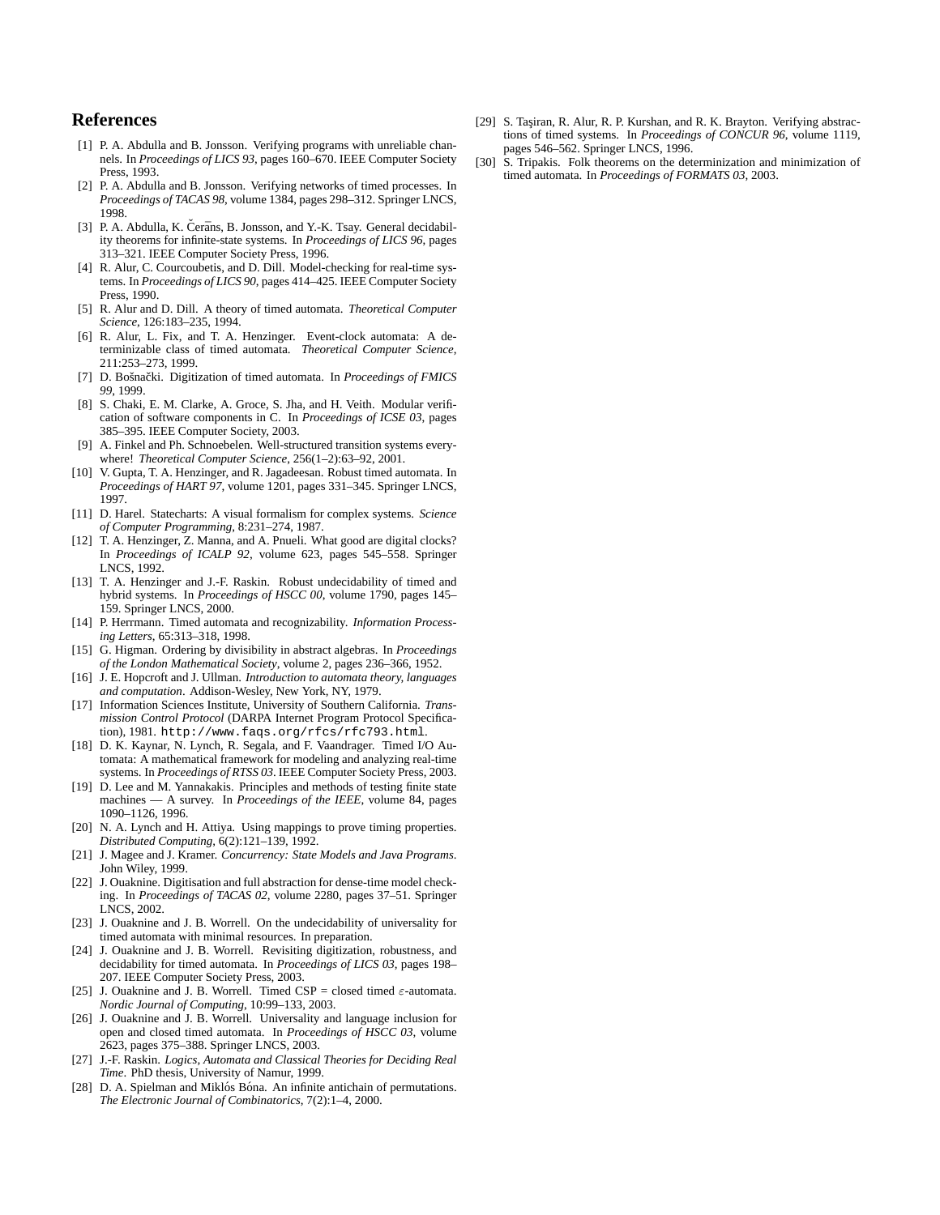## References

[1] P. A. Abdulla and B. Jonsson. Verifying programs with unreliable channels. In *Proceedings of LICS 93*, pages 160–670. IEEE Computer Society Press, 1993.

[2] P. A. Abdulla and B. Jonsson. Verifying networks of timed processes. In *Proceedings of TACAS 98*, volume 1384, pages 298–312. Springer LNCS, 1998.

[3] P. A. Abdulla, K. Čerāns, B. Jonsson, and Y.-K. Tsay. General decidability theorems for infinite-state systems. In *Proceedings of LICS 96*, pages 313–321. IEEE Computer Society Press, 1996.

[4] R. Alur, C. Courcoubetis, and D. Dill. Model-checking for real-time systems. In *Proceedings of LICS 90*, pages 414–425. IEEE Computer Society Press, 1990.

[5] R. Alur and D. Dill. A theory of timed automata. *Theoretical Computer Science*, 126:183–235, 1994.

[6] R. Alur, L. Fix, and T. A. Henzinger. Event-clock automata: A determinizable class of timed automata. *Theoretical Computer Science*, 211:253–273, 1999.

[7] D. Bošnački. Digitization of timed automata. In *Proceedings of FMICS 99*, 1999.

[8] S. Chaki, E. M. Clarke, A. Groce, S. Jha, and H. Veith. Modular verification of software components in C. In *Proceedings of ICSE 03*, pages 385–395. IEEE Computer Society, 2003.

[9] A. Finkel and Ph. Schnoebelen. Well-structured transition systems everywhere! *Theoretical Computer Science*, 256(1–2):63–92, 2001.

[10] V. Gupta, T. A. Henzinger, and R. Jagadeesan. Robust timed automata. In *Proceedings of HART 97*, volume 1201, pages 331–345. Springer LNCS, 1997.

[11] D. Harel. Statecharts: A visual formalism for complex systems. *Science of Computer Programming*, 8:231–274, 1987.

[12] T. A. Henzinger, Z. Manna, and A. Pnueli. What good are digital clocks? In *Proceedings of ICALP 92*, volume 623, pages 545–558. Springer LNCS, 1992.

[13] T. A. Henzinger and J.-F. Raskin. Robust undecidability of timed and hybrid systems. In *Proceedings of HSCC 00*, volume 1790, pages 145–159. Springer LNCS, 2000.

[14] P. Herrmann. Timed automata and recognizability. *Information Processing Letters*, 65:313–318, 1998.

[15] G. Higman. Ordering by divisibility in abstract algebras. In *Proceedings of the London Mathematical Society*, volume 2, pages 236–366, 1952.

[16] J. E. Hopcroft and J. Ullman. *Introduction to automata theory, languages and computation*. Addison-Wesley, New York, NY, 1979.

[17] Information Sciences Institute, University of Southern California. *Transmission Control Protocol* (DARPA Internet Program Protocol Specification), 1981. http://www.faqs.org/rfcs/rfc793.html.

[18] D. K. Kaynar, N. Lynch, R. Segala, and F. Vaandrager. Timed I/O Automata: A mathematical framework for modeling and analyzing real-time systems. In *Proceedings of RTSS 03*. IEEE Computer Society Press, 2003.

[19] D. Lee and M. Yannakakis. Principles and methods of testing finite state machines — A survey. In *Proceedings of the IEEE*, volume 84, pages 1090–1126, 1996.

[20] N. A. Lynch and H. Attiya. Using mappings to prove timing properties. *Distributed Computing*, 6(2):121–139, 1992.

[21] J. Magee and J. Kramer. *Concurrency: State Models and Java Programs*. John Wiley, 1999.

[22] J. Ouaknine. Digitisation and full abstraction for dense-time model checking. In *Proceedings of TACAS 02*, volume 2280, pages 37–51. Springer LNCS, 2002.

[23] J. Ouaknine and J. B. Worrell. On the undecidability of universality for timed automata with minimal resources. In preparation.

[24] J. Ouaknine and J. B. Worrell. Revisiting digitization, robustness, and decidability for timed automata. In *Proceedings of LICS 03*, pages 198–207. IEEE Computer Society Press, 2003.

[25] J. Ouaknine and J. B. Worrell. Timed CSP = closed timed $\varepsilon$-automata. *Nordic Journal of Computing*, 10:99–133, 2003.

[26] J. Ouaknine and J. B. Worrell. Universality and language inclusion for open and closed timed automata. In *Proceedings of HSCC 03*, volume 2623, pages 375–388. Springer LNCS, 2003.

[27] J.-F. Raskin. *Logics, Automata and Classical Theories for Deciding Real Time*. PhD thesis, University of Namur, 1999.

[28] D. A. Spielman and Miklós Bóna. An infinite antichain of permutations. *The Electronic Journal of Combinatorics*, 7(2):1–4, 2000.

[29] S. Taşiran, R. Alur, R. P. Kurshan, and R. K. Brayton. Verifying abstractions of timed systems. In *Proceedings of CONCUR 96*, volume 1119, pages 546–562. Springer LNCS, 1996.

[30] S. Tripakis. Folk theorems on the determinization and minimization of timed automata. In *Proceedings of FORMATS 03*, 2003.